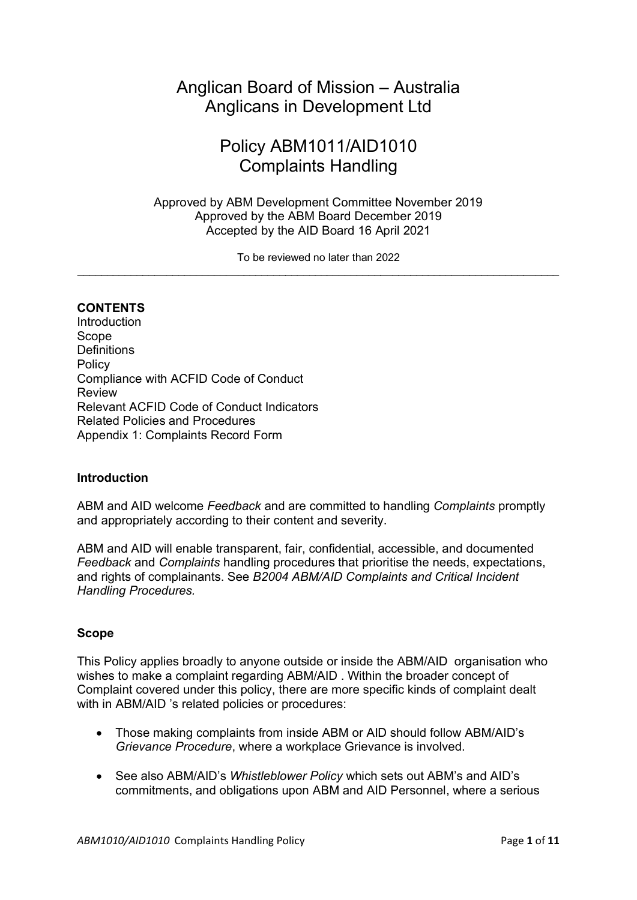# Anglican Board of Mission – Australia
# Anglicans in Development Ltd

# Policy ABM1011/AID1010
# Complaints Handling

Approved by ABM Development Committee November 2019
Approved by the ABM Board December 2019
Accepted by the AID Board 16 April 2021

To be reviewed no later than 2022

---

**CONTENTS**
Introduction
Scope
Definitions
Policy
Compliance with ACFID Code of Conduct
Review
Relevant ACFID Code of Conduct Indicators
Related Policies and Procedures
Appendix 1: Complaints Record Form

## Introduction

ABM and AID welcome *Feedback* and are committed to handling *Complaints* promptly and appropriately according to their content and severity.

ABM and AID will enable transparent, fair, confidential, accessible, and documented *Feedback* and *Complaints* handling procedures that prioritise the needs, expectations, and rights of complainants. See *B2004 ABM/AID Complaints and Critical Incident Handling Procedures.*

## Scope

This Policy applies broadly to anyone outside or inside the ABM/AID organisation who wishes to make a complaint regarding ABM/AID . Within the broader concept of Complaint covered under this policy, there are more specific kinds of complaint dealt with in ABM/AID 's related policies or procedures:

- Those making complaints from inside ABM or AID should follow ABM/AID's *Grievance Procedure*, where a workplace Grievance is involved.
- See also ABM/AID's *Whistleblower Policy* which sets out ABM's and AID's commitments, and obligations upon ABM and AID Personnel, where a serious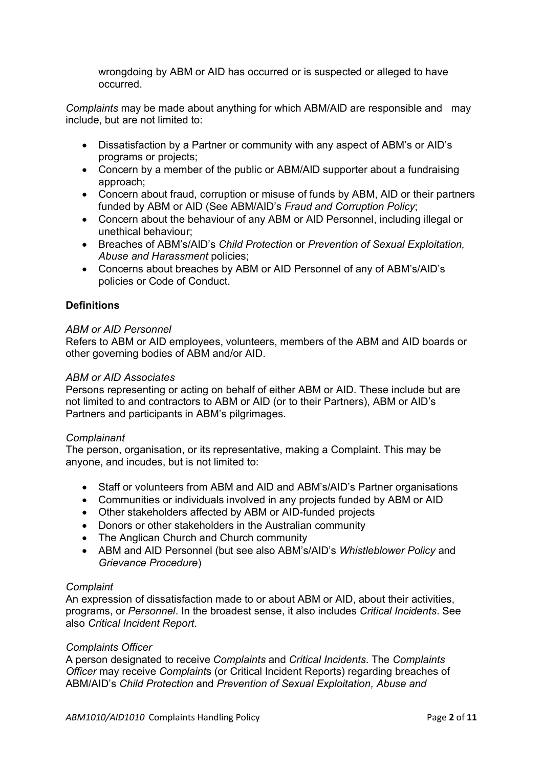wrongdoing by ABM or AID has occurred or is suspected or alleged to have occurred.

*Complaints* may be made about anything for which ABM/AID are responsible and may include, but are not limited to:

- Dissatisfaction by a Partner or community with any aspect of ABM's or AID's programs or projects;
- Concern by a member of the public or ABM/AID supporter about a fundraising approach;
- Concern about fraud, corruption or misuse of funds by ABM, AID or their partners funded by ABM or AID (See ABM/AID's *Fraud and Corruption Policy*;
- Concern about the behaviour of any ABM or AID Personnel, including illegal or unethical behaviour;
- Breaches of ABM's/AID's *Child Protection* or *Prevention of Sexual Exploitation, Abuse and Harassment* policies;
- Concerns about breaches by ABM or AID Personnel of any of ABM's/AID's policies or Code of Conduct.

**Definitions**

*ABM or AID Personnel*
Refers to ABM or AID employees, volunteers, members of the ABM and AID boards or other governing bodies of ABM and/or AID.

*ABM or AID Associates*
Persons representing or acting on behalf of either ABM or AID. These include but are not limited to and contractors to ABM or AID (or to their Partners), ABM or AID's Partners and participants in ABM's pilgrimages.

*Complainant*
The person, organisation, or its representative, making a Complaint. This may be anyone, and incudes, but is not limited to:

- Staff or volunteers from ABM and AID and ABM's/AID's Partner organisations
- Communities or individuals involved in any projects funded by ABM or AID
- Other stakeholders affected by ABM or AID-funded projects
- Donors or other stakeholders in the Australian community
- The Anglican Church and Church community
- ABM and AID Personnel (but see also ABM's/AID's *Whistleblower Policy* and *Grievance Procedure*)

*Complaint*
An expression of dissatisfaction made to or about ABM or AID, about their activities, programs, or *Personnel*. In the broadest sense, it also includes *Critical Incidents*. See also *Critical Incident Report*.

*Complaints Officer*
A person designated to receive *Complaints* and *Critical Incidents*. The *Complaints Officer* may receive *Complaint*s (or Critical Incident Reports) regarding breaches of ABM/AID's *Child Protection* and *Prevention of Sexual Exploitation, Abuse and*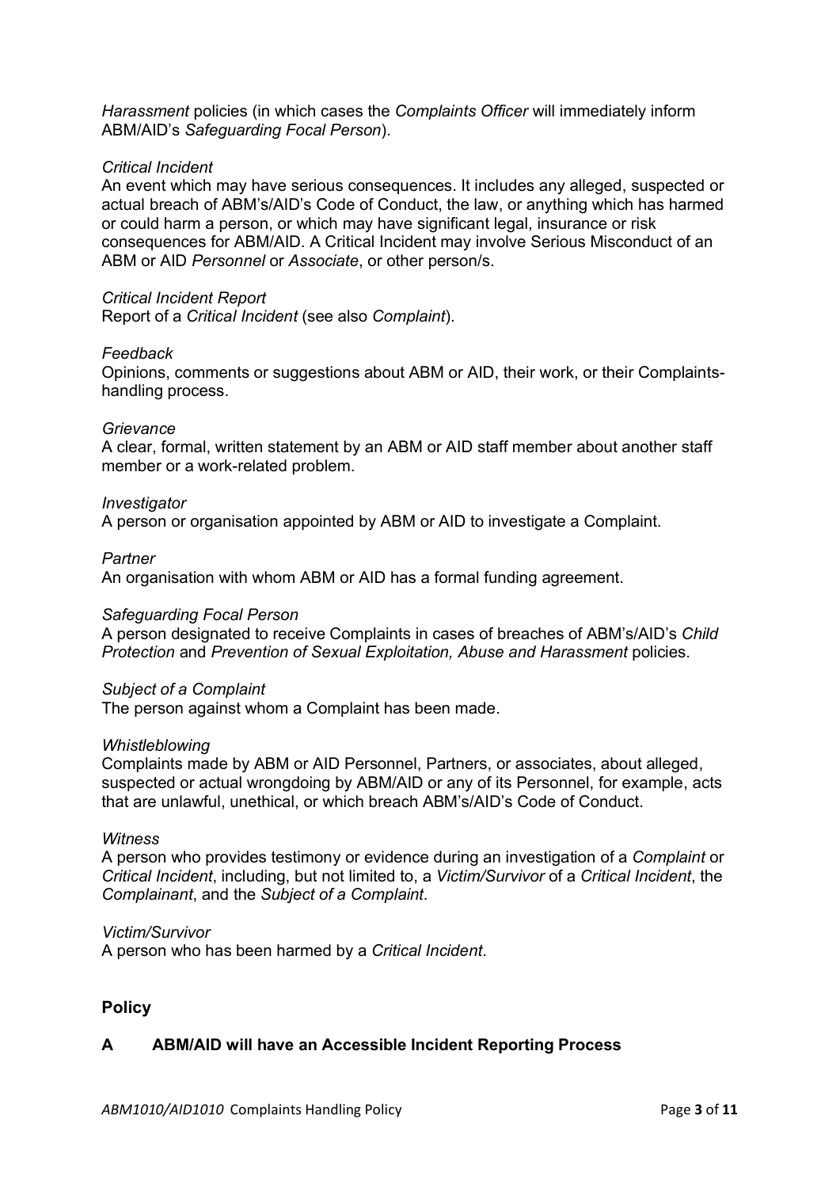*Harassment* policies (in which cases the *Complaints Officer* will immediately inform ABM/AID's *Safeguarding Focal Person*).

*Critical Incident*

An event which may have serious consequences. It includes any alleged, suspected or actual breach of ABM's/AID's Code of Conduct, the law, or anything which has harmed or could harm a person, or which may have significant legal, insurance or risk consequences for ABM/AID. A Critical Incident may involve Serious Misconduct of an ABM or AID *Personnel* or *Associate*, or other person/s.

*Critical Incident Report*

Report of a *Critical Incident* (see also *Complaint*).

*Feedback*

Opinions, comments or suggestions about ABM or AID, their work, or their Complaints-handling process.

*Grievance*

A clear, formal, written statement by an ABM or AID staff member about another staff member or a work-related problem.

*Investigator*

A person or organisation appointed by ABM or AID to investigate a Complaint.

*Partner*

An organisation with whom ABM or AID has a formal funding agreement.

*Safeguarding Focal Person*

A person designated to receive Complaints in cases of breaches of ABM's/AID's *Child Protection* and *Prevention of Sexual Exploitation, Abuse and Harassment* policies.

*Subject of a Complaint*

The person against whom a Complaint has been made.

*Whistleblowing*

Complaints made by ABM or AID Personnel, Partners, or associates, about alleged, suspected or actual wrongdoing by ABM/AID or any of its Personnel, for example, acts that are unlawful, unethical, or which breach ABM's/AID's Code of Conduct.

*Witness*

A person who provides testimony or evidence during an investigation of a *Complaint* or *Critical Incident*, including, but not limited to, a *Victim/Survivor* of a *Critical Incident*, the *Complainant*, and the *Subject of a Complaint*.

*Victim/Survivor*

A person who has been harmed by a *Critical Incident*.

## Policy

### A ABM/AID will have an Accessible Incident Reporting Process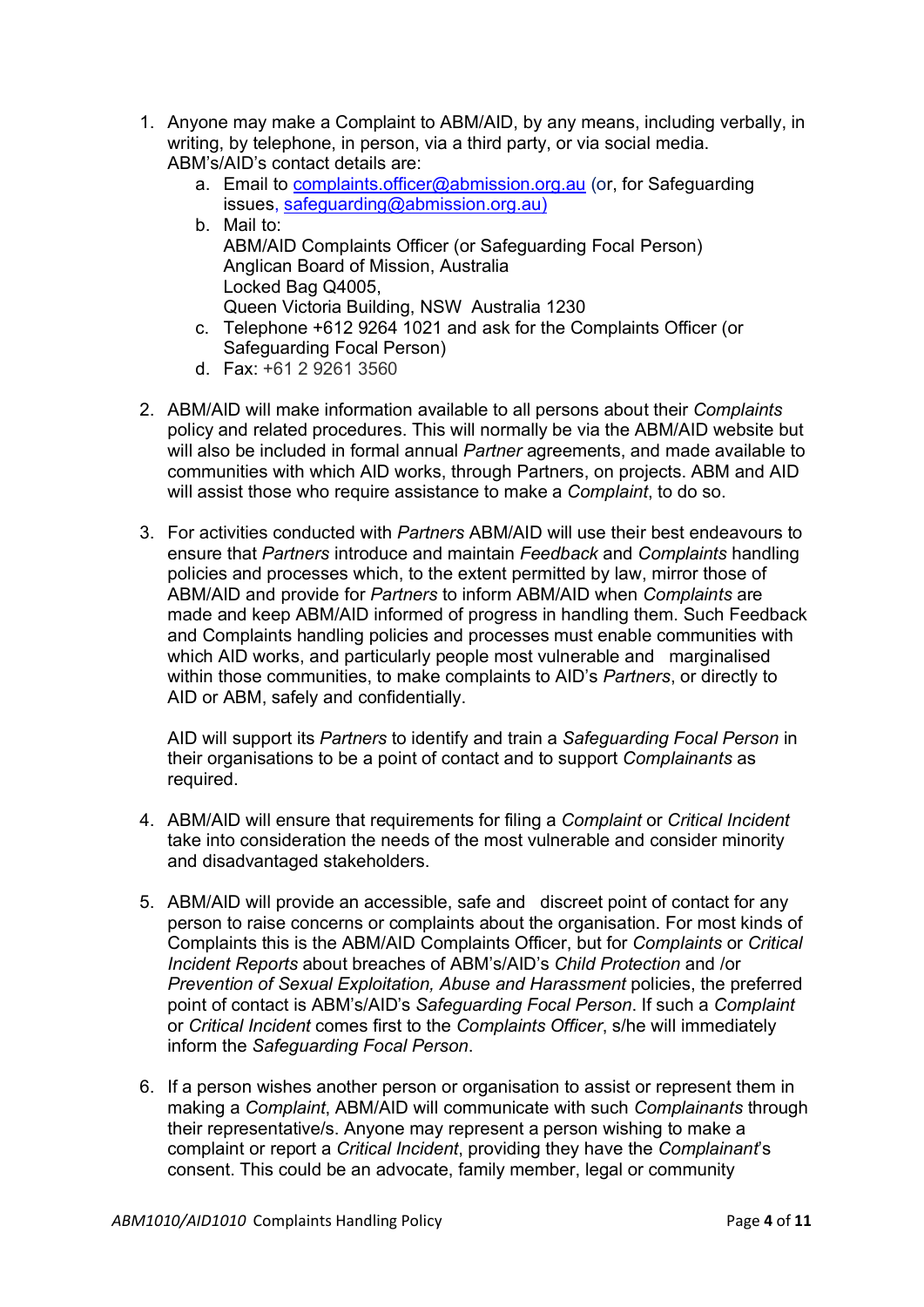1. Anyone may make a Complaint to ABM/AID, by any means, including verbally, in writing, by telephone, in person, via a third party, or via social media. ABM's/AID's contact details are:
    a. Email to complaints.officer@abmission.org.au (or, for Safeguarding issues, safeguarding@abmission.org.au)
    b. Mail to:
       ABM/AID Complaints Officer (or Safeguarding Focal Person)
       Anglican Board of Mission, Australia
       Locked Bag Q4005,
       Queen Victoria Building, NSW Australia 1230
    c. Telephone +612 9264 1021 and ask for the Complaints Officer (or Safeguarding Focal Person)
    d. Fax: +61 2 9261 3560

2. ABM/AID will make information available to all persons about their *Complaints* policy and related procedures. This will normally be via the ABM/AID website but will also be included in formal annual *Partner* agreements, and made available to communities with which AID works, through Partners, on projects. ABM and AID will assist those who require assistance to make a *Complaint*, to do so.

3. For activities conducted with *Partners* ABM/AID will use their best endeavours to ensure that *Partners* introduce and maintain *Feedback* and *Complaints* handling policies and processes which, to the extent permitted by law, mirror those of ABM/AID and provide for *Partners* to inform ABM/AID when *Complaints* are made and keep ABM/AID informed of progress in handling them. Such Feedback and Complaints handling policies and processes must enable communities with which AID works, and particularly people most vulnerable and marginalised within those communities, to make complaints to AID's *Partners*, or directly to AID or ABM, safely and confidentially.

   AID will support its *Partners* to identify and train a *Safeguarding Focal Person* in their organisations to be a point of contact and to support *Complainants* as required.

4. ABM/AID will ensure that requirements for filing a *Complaint* or *Critical Incident* take into consideration the needs of the most vulnerable and consider minority and disadvantaged stakeholders.

5. ABM/AID will provide an accessible, safe and discreet point of contact for any person to raise concerns or complaints about the organisation. For most kinds of Complaints this is the ABM/AID Complaints Officer, but for *Complaints* or *Critical Incident Reports* about breaches of ABM's/AID's *Child Protection* and /or *Prevention of Sexual Exploitation, Abuse and Harassment* policies, the preferred point of contact is ABM's/AID's *Safeguarding Focal Person*. If such a *Complaint* or *Critical Incident* comes first to the *Complaints Officer*, s/he will immediately inform the *Safeguarding Focal Person*.

6. If a person wishes another person or organisation to assist or represent them in making a *Complaint*, ABM/AID will communicate with such *Complainants* through their representative/s. Anyone may represent a person wishing to make a complaint or report a *Critical Incident*, providing they have the *Complainant*'s consent. This could be an advocate, family member, legal or community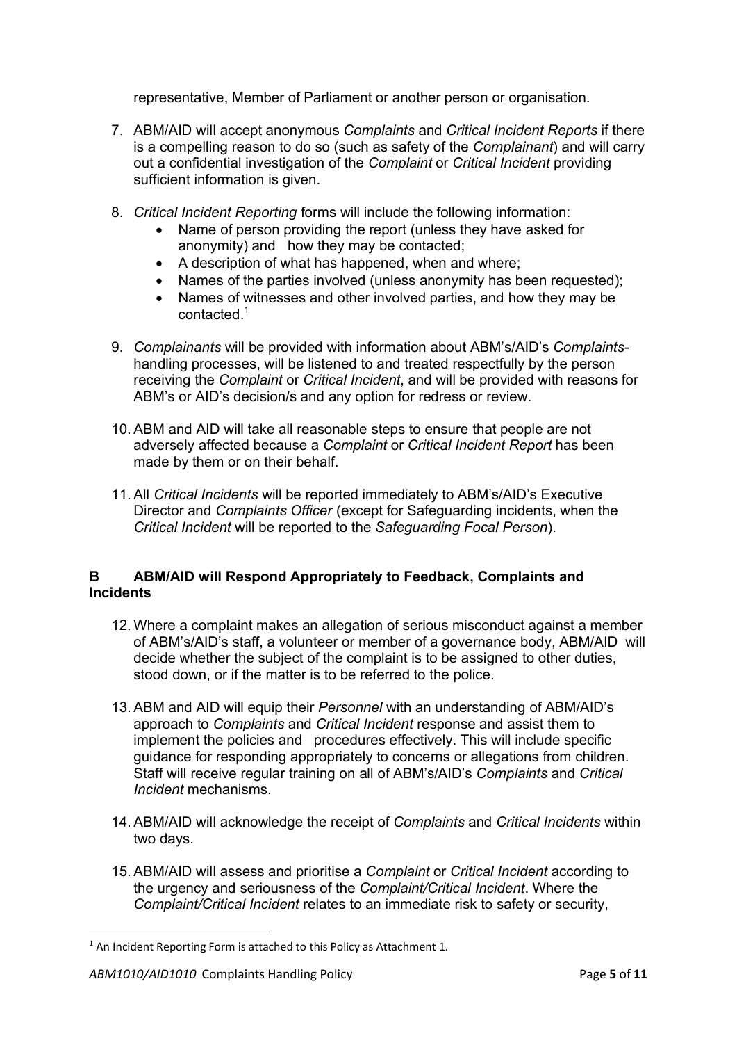representative, Member of Parliament or another person or organisation.

7. ABM/AID will accept anonymous *Complaints* and *Critical Incident Reports* if there is a compelling reason to do so (such as safety of the *Complainant*) and will carry out a confidential investigation of the *Complaint* or *Critical Incident* providing sufficient information is given.

8. *Critical Incident Reporting* forms will include the following information:
   - Name of person providing the report (unless they have asked for anonymity) and how they may be contacted;
   - A description of what has happened, when and where;
   - Names of the parties involved (unless anonymity has been requested);
   - Names of witnesses and other involved parties, and how they may be contacted.[1]

9. *Complainants* will be provided with information about ABM's/AID's *Complaints*-handling processes, will be listened to and treated respectfully by the person receiving the *Complaint* or *Critical Incident*, and will be provided with reasons for ABM's or AID's decision/s and any option for redress or review.

10. ABM and AID will take all reasonable steps to ensure that people are not adversely affected because a *Complaint* or *Critical Incident Report* has been made by them or on their behalf.

11. All *Critical Incidents* will be reported immediately to ABM's/AID's Executive Director and *Complaints Officer* (except for Safeguarding incidents, when the *Critical Incident* will be reported to the *Safeguarding Focal Person*).

## B ABM/AID will Respond Appropriately to Feedback, Complaints and Incidents

12. Where a complaint makes an allegation of serious misconduct against a member of ABM's/AID's staff, a volunteer or member of a governance body, ABM/AID will decide whether the subject of the complaint is to be assigned to other duties, stood down, or if the matter is to be referred to the police.

13. ABM and AID will equip their *Personnel* with an understanding of ABM/AID's approach to *Complaints* and *Critical Incident* response and assist them to implement the policies and procedures effectively. This will include specific guidance for responding appropriately to concerns or allegations from children. Staff will receive regular training on all of ABM's/AID's *Complaints* and *Critical Incident* mechanisms.

14. ABM/AID will acknowledge the receipt of *Complaints* and *Critical Incidents* within two days.

15. ABM/AID will assess and prioritise a *Complaint* or *Critical Incident* according to the urgency and seriousness of the *Complaint/Critical Incident*. Where the *Complaint/Critical Incident* relates to an immediate risk to safety or security,

[1] An Incident Reporting Form is attached to this Policy as Attachment 1.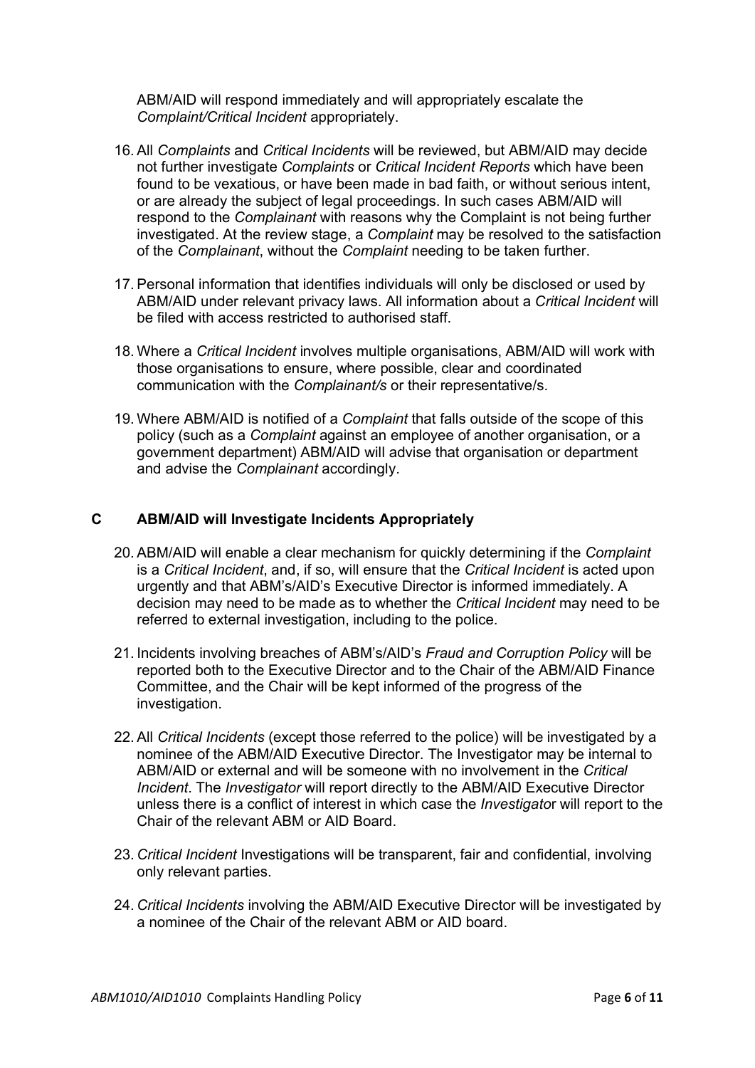ABM/AID will respond immediately and will appropriately escalate the *Complaint/Critical Incident* appropriately.

16. All *Complaints* and *Critical Incidents* will be reviewed, but ABM/AID may decide not further investigate *Complaints* or *Critical Incident Reports* which have been found to be vexatious, or have been made in bad faith, or without serious intent, or are already the subject of legal proceedings. In such cases ABM/AID will respond to the *Complainant* with reasons why the Complaint is not being further investigated. At the review stage, a *Complaint* may be resolved to the satisfaction of the *Complainant*, without the *Complaint* needing to be taken further.

17. Personal information that identifies individuals will only be disclosed or used by ABM/AID under relevant privacy laws. All information about a *Critical Incident* will be filed with access restricted to authorised staff.

18. Where a *Critical Incident* involves multiple organisations, ABM/AID will work with those organisations to ensure, where possible, clear and coordinated communication with the *Complainant/s* or their representative/s.

19. Where ABM/AID is notified of a *Complaint* that falls outside of the scope of this policy (such as a *Complaint* against an employee of another organisation, or a government department) ABM/AID will advise that organisation or department and advise the *Complainant* accordingly.

## C ABM/AID will Investigate Incidents Appropriately

20. ABM/AID will enable a clear mechanism for quickly determining if the *Complaint* is a *Critical Incident*, and, if so, will ensure that the *Critical Incident* is acted upon urgently and that ABM's/AID's Executive Director is informed immediately. A decision may need to be made as to whether the *Critical Incident* may need to be referred to external investigation, including to the police.

21. Incidents involving breaches of ABM's/AID's *Fraud and Corruption Policy* will be reported both to the Executive Director and to the Chair of the ABM/AID Finance Committee, and the Chair will be kept informed of the progress of the investigation.

22. All *Critical Incidents* (except those referred to the police) will be investigated by a nominee of the ABM/AID Executive Director. The Investigator may be internal to ABM/AID or external and will be someone with no involvement in the *Critical Incident*. The *Investigator* will report directly to the ABM/AID Executive Director unless there is a conflict of interest in which case the *Investigator* will report to the Chair of the relevant ABM or AID Board.

23. *Critical Incident* Investigations will be transparent, fair and confidential, involving only relevant parties.

24. *Critical Incidents* involving the ABM/AID Executive Director will be investigated by a nominee of the Chair of the relevant ABM or AID board.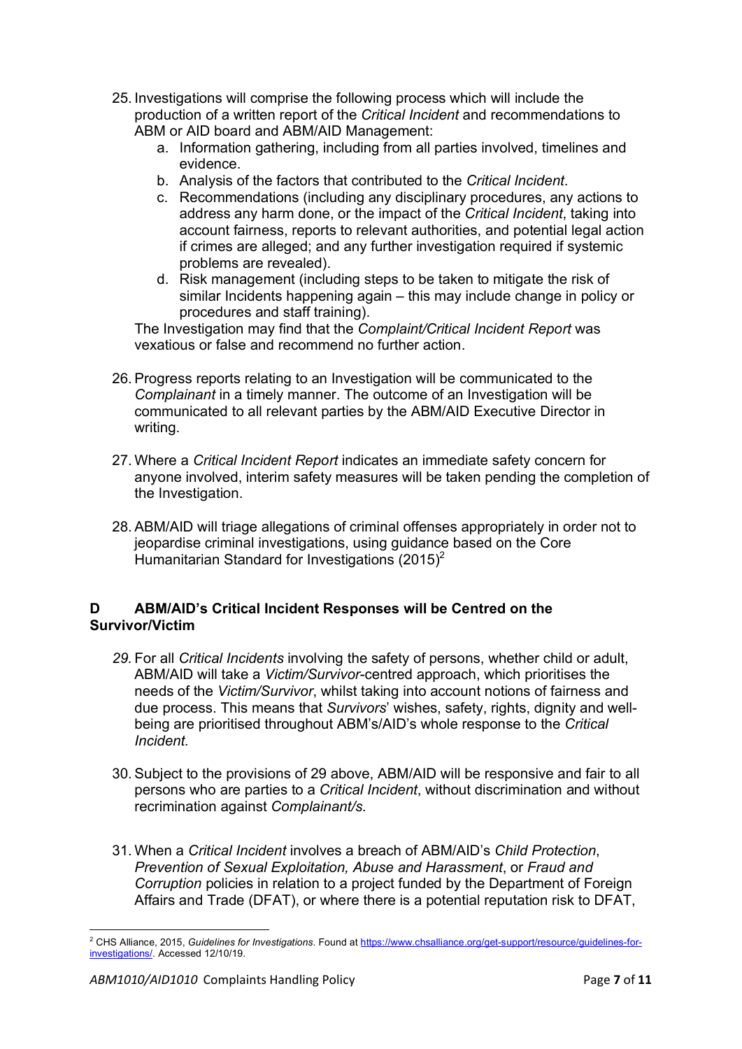25. Investigations will comprise the following process which will include the production of a written report of the *Critical Incident* and recommendations to ABM or AID board and ABM/AID Management:
    a. Information gathering, including from all parties involved, timelines and evidence.
    b. Analysis of the factors that contributed to the *Critical Incident*.
    c. Recommendations (including any disciplinary procedures, any actions to address any harm done, or the impact of the *Critical Incident*, taking into account fairness, reports to relevant authorities, and potential legal action if crimes are alleged; and any further investigation required if systemic problems are revealed).
    d. Risk management (including steps to be taken to mitigate the risk of similar Incidents happening again – this may include change in policy or procedures and staff training).

    The Investigation may find that the *Complaint/Critical Incident Report* was vexatious or false and recommend no further action.

26. Progress reports relating to an Investigation will be communicated to the *Complainant* in a timely manner. The outcome of an Investigation will be communicated to all relevant parties by the ABM/AID Executive Director in writing.

27. Where a *Critical Incident Report* indicates an immediate safety concern for anyone involved, interim safety measures will be taken pending the completion of the Investigation.

28. ABM/AID will triage allegations of criminal offenses appropriately in order not to jeopardise criminal investigations, using guidance based on the Core Humanitarian Standard for Investigations (2015)[2]

## D ABM/AID's Critical Incident Responses will be Centred on the Survivor/Victim

29. For all *Critical Incidents* involving the safety of persons, whether child or adult, ABM/AID will take a *Victim/Survivor*-centred approach, which prioritises the needs of the *Victim/Survivor*, whilst taking into account notions of fairness and due process. This means that *Survivors*' wishes, safety, rights, dignity and well-being are prioritised throughout ABM's/AID's whole response to the *Critical Incident.*

30. Subject to the provisions of 29 above, ABM/AID will be responsive and fair to all persons who are parties to a *Critical Incident*, without discrimination and without recrimination against *Complainant/s.*

31. When a *Critical Incident* involves a breach of ABM/AID's *Child Protection*, *Prevention of Sexual Exploitation, Abuse and Harassment*, or *Fraud and Corruption* policies in relation to a project funded by the Department of Foreign Affairs and Trade (DFAT), or where there is a potential reputation risk to DFAT,

---

[2] CHS Alliance, 2015, *Guidelines for Investigations*. Found at https://www.chsalliance.org/get-support/resource/guidelines-for-investigations/. Accessed 12/10/19.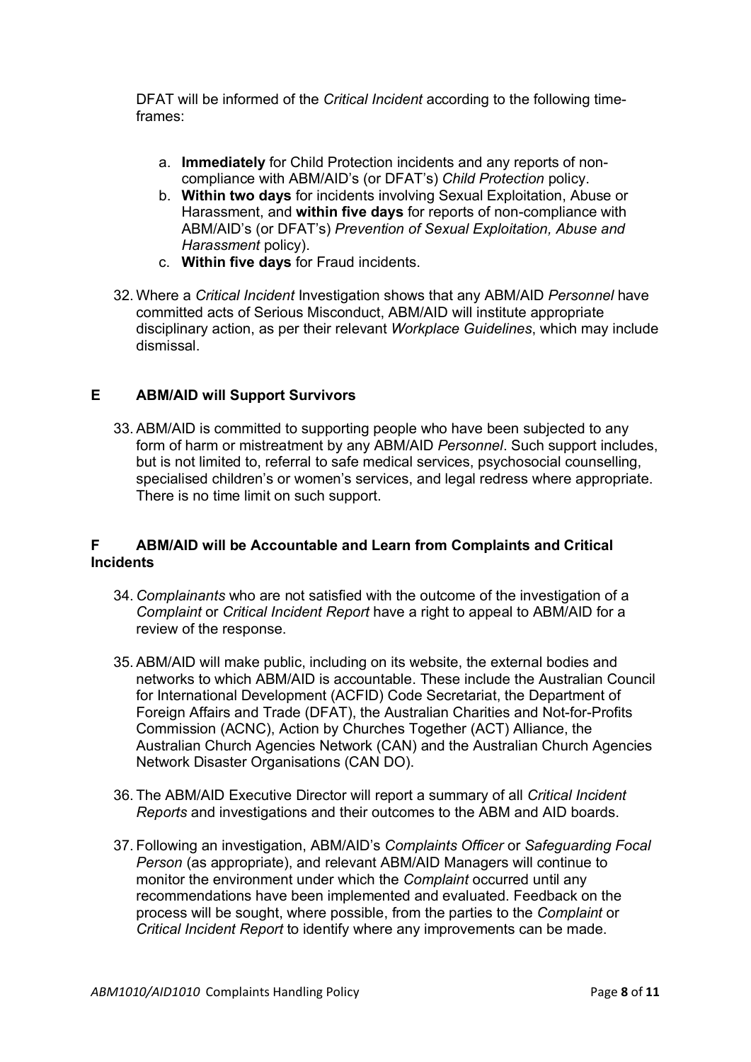DFAT will be informed of the *Critical Incident* according to the following time-frames:

a. **Immediately** for Child Protection incidents and any reports of non-compliance with ABM/AID's (or DFAT's) *Child Protection* policy.
b. **Within two days** for incidents involving Sexual Exploitation, Abuse or Harassment, and **within five days** for reports of non-compliance with ABM/AID's (or DFAT's) *Prevention of Sexual Exploitation, Abuse and Harassment* policy).
c. **Within five days** for Fraud incidents.

32. Where a *Critical Incident* Investigation shows that any ABM/AID *Personnel* have committed acts of Serious Misconduct, ABM/AID will institute appropriate disciplinary action, as per their relevant *Workplace Guidelines*, which may include dismissal.

## E ABM/AID will Support Survivors

33. ABM/AID is committed to supporting people who have been subjected to any form of harm or mistreatment by any ABM/AID *Personnel*. Such support includes, but is not limited to, referral to safe medical services, psychosocial counselling, specialised children's or women's services, and legal redress where appropriate. There is no time limit on such support.

## F ABM/AID will be Accountable and Learn from Complaints and Critical Incidents

34. *Complainants* who are not satisfied with the outcome of the investigation of a *Complaint* or *Critical Incident Report* have a right to appeal to ABM/AID for a review of the response.

35. ABM/AID will make public, including on its website, the external bodies and networks to which ABM/AID is accountable. These include the Australian Council for International Development (ACFID) Code Secretariat, the Department of Foreign Affairs and Trade (DFAT), the Australian Charities and Not-for-Profits Commission (ACNC), Action by Churches Together (ACT) Alliance, the Australian Church Agencies Network (CAN) and the Australian Church Agencies Network Disaster Organisations (CAN DO).

36. The ABM/AID Executive Director will report a summary of all *Critical Incident Reports* and investigations and their outcomes to the ABM and AID boards.

37. Following an investigation, ABM/AID's *Complaints Officer* or *Safeguarding Focal Person* (as appropriate), and relevant ABM/AID Managers will continue to monitor the environment under which the *Complaint* occurred until any recommendations have been implemented and evaluated. Feedback on the process will be sought, where possible, from the parties to the *Complaint* or *Critical Incident Report* to identify where any improvements can be made.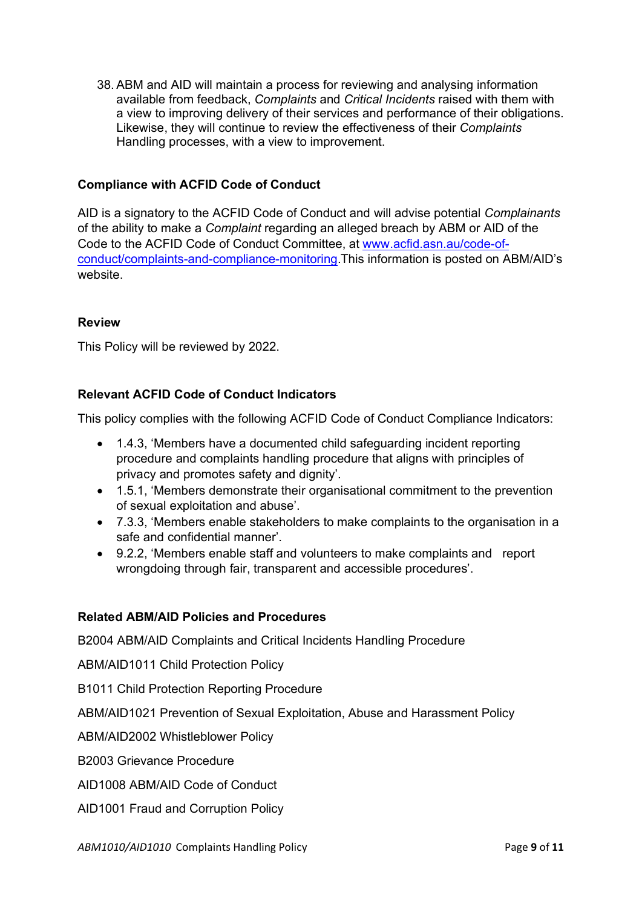38. ABM and AID will maintain a process for reviewing and analysing information available from feedback, *Complaints* and *Critical Incidents* raised with them with a view to improving delivery of their services and performance of their obligations. Likewise, they will continue to review the effectiveness of their *Complaints* Handling processes, with a view to improvement.

**Compliance with ACFID Code of Conduct**

AID is a signatory to the ACFID Code of Conduct and will advise potential *Complainants* of the ability to make a *Complaint* regarding an alleged breach by ABM or AID of the Code to the ACFID Code of Conduct Committee, at [www.acfid.asn.au/code-of-conduct/complaints-and-compliance-monitoring](www.acfid.asn.au/code-of-conduct/complaints-and-compliance-monitoring).This information is posted on ABM/AID's website.

**Review**

This Policy will be reviewed by 2022.

**Relevant ACFID Code of Conduct Indicators**

This policy complies with the following ACFID Code of Conduct Compliance Indicators:

- 1.4.3, 'Members have a documented child safeguarding incident reporting procedure and complaints handling procedure that aligns with principles of privacy and promotes safety and dignity'.
- 1.5.1, 'Members demonstrate their organisational commitment to the prevention of sexual exploitation and abuse'.
- 7.3.3, 'Members enable stakeholders to make complaints to the organisation in a safe and confidential manner'.
- 9.2.2, 'Members enable staff and volunteers to make complaints and report wrongdoing through fair, transparent and accessible procedures'.

**Related ABM/AID Policies and Procedures**

B2004 ABM/AID Complaints and Critical Incidents Handling Procedure

ABM/AID1011 Child Protection Policy

B1011 Child Protection Reporting Procedure

ABM/AID1021 Prevention of Sexual Exploitation, Abuse and Harassment Policy

ABM/AID2002 Whistleblower Policy

B2003 Grievance Procedure

AID1008 ABM/AID Code of Conduct

AID1001 Fraud and Corruption Policy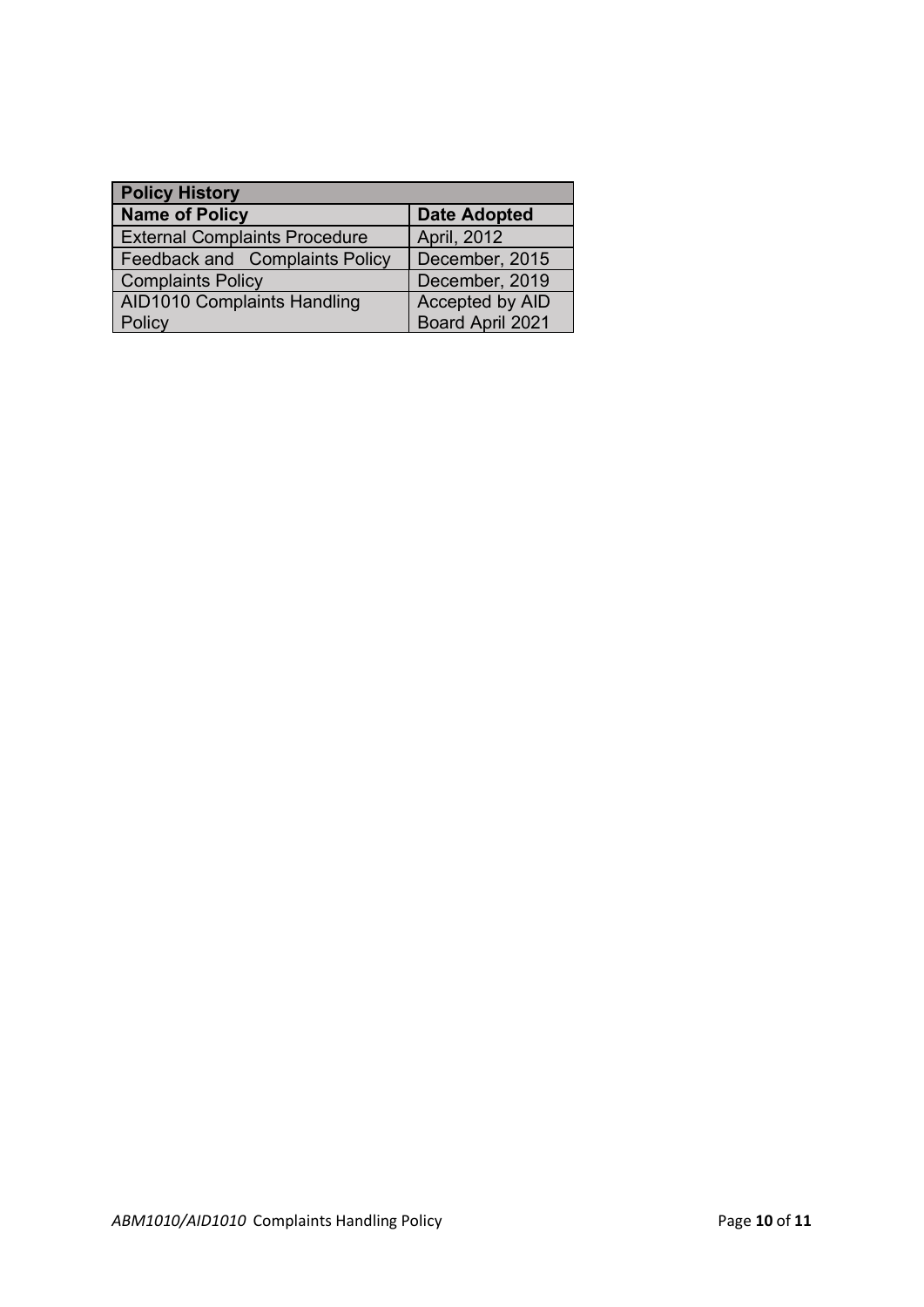| Policy History | |
|---|---|
| **Name of Policy** | **Date Adopted** |
| External Complaints Procedure | April, 2012 |
| Feedback and Complaints Policy | December, 2015 |
| Complaints Policy | December, 2019 |
| AID1010 Complaints Handling Policy | Accepted by AID Board April 2021 |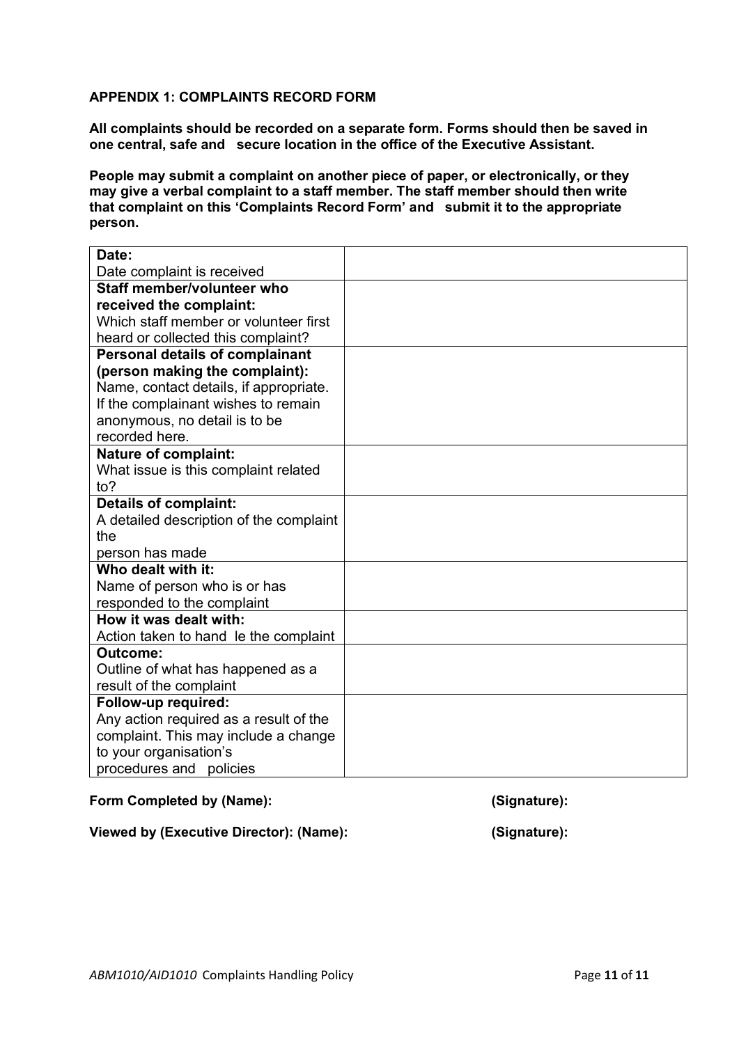**APPENDIX 1: COMPLAINTS RECORD FORM**

**All complaints should be recorded on a separate form. Forms should then be saved in one central, safe and secure location in the office of the Executive Assistant.**

**People may submit a complaint on another piece of paper, or electronically, or they may give a verbal complaint to a staff member. The staff member should then write that complaint on this 'Complaints Record Form' and submit it to the appropriate person.**

| | |
|---|---|
| **Date:**<br>Date complaint is received | |
| **Staff member/volunteer who received the complaint:**<br>Which staff member or volunteer first heard or collected this complaint? | |
| **Personal details of complainant (person making the complaint):**<br>Name, contact details, if appropriate. If the complainant wishes to remain anonymous, no detail is to be recorded here. | |
| **Nature of complaint:**<br>What issue is this complaint related to? | |
| **Details of complaint:**<br>A detailed description of the complaint the person has made | |
| **Who dealt with it:**<br>Name of person who is or has responded to the complaint | |
| **How it was dealt with:**<br>Action taken to hand le the complaint | |
| **Outcome:**<br>Outline of what has happened as a result of the complaint | |
| **Follow-up required:**<br>Any action required as a result of the complaint. This may include a change to your organisation's procedures and policies | |

**Form Completed by (Name):** **(Signature):**

**Viewed by (Executive Director): (Name):** **(Signature):**